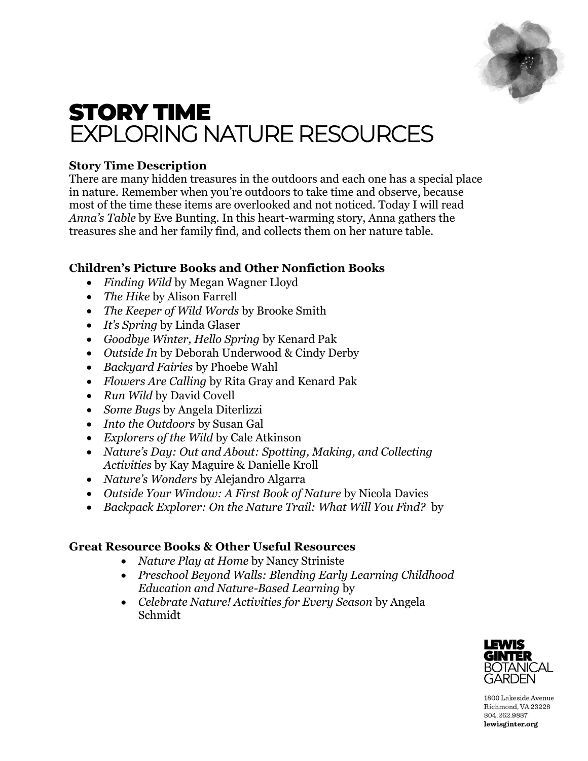# STORY TIME
## EXPLORING NATURE RESOURCES

**Story Time Description**

There are many hidden treasures in the outdoors and each one has a special place in nature. Remember when you're outdoors to take time and observe, because most of the time these items are overlooked and not noticed. Today I will read *Anna's Table* by Eve Bunting. In this heart-warming story, Anna gathers the treasures she and her family find, and collects them on her nature table.

**Children's Picture Books and Other Nonfiction Books**

- *Finding Wild* by Megan Wagner Lloyd
- *The Hike* by Alison Farrell
- *The Keeper of Wild Words* by Brooke Smith
- *It's Spring* by Linda Glaser
- *Goodbye Winter, Hello Spring* by Kenard Pak
- *Outside In* by Deborah Underwood & Cindy Derby
- *Backyard Fairies* by Phoebe Wahl
- *Flowers Are Calling* by Rita Gray and Kenard Pak
- *Run Wild* by David Covell
- *Some Bugs* by Angela Diterlizzi
- *Into the Outdoors* by Susan Gal
- *Explorers of the Wild* by Cale Atkinson
- *Nature's Day: Out and About: Spotting, Making, and Collecting Activities* by Kay Maguire & Danielle Kroll
- *Nature's Wonders* by Alejandro Algarra
- *Outside Your Window: A First Book of Nature* by Nicola Davies
- *Backpack Explorer: On the Nature Trail: What Will You Find?* by

**Great Resource Books & Other Useful Resources**

- *Nature Play at Home* by Nancy Striniste
- *Preschool Beyond Walls: Blending Early Learning Childhood Education and Nature-Based Learning* by
- *Celebrate Nature! Activities for Every Season* by Angela Schmidt

LEWIS GINTER BOTANICAL GARDEN

1800 Lakeside Avenue
Richmond, VA 23228
804.262.9887
lewisginter.org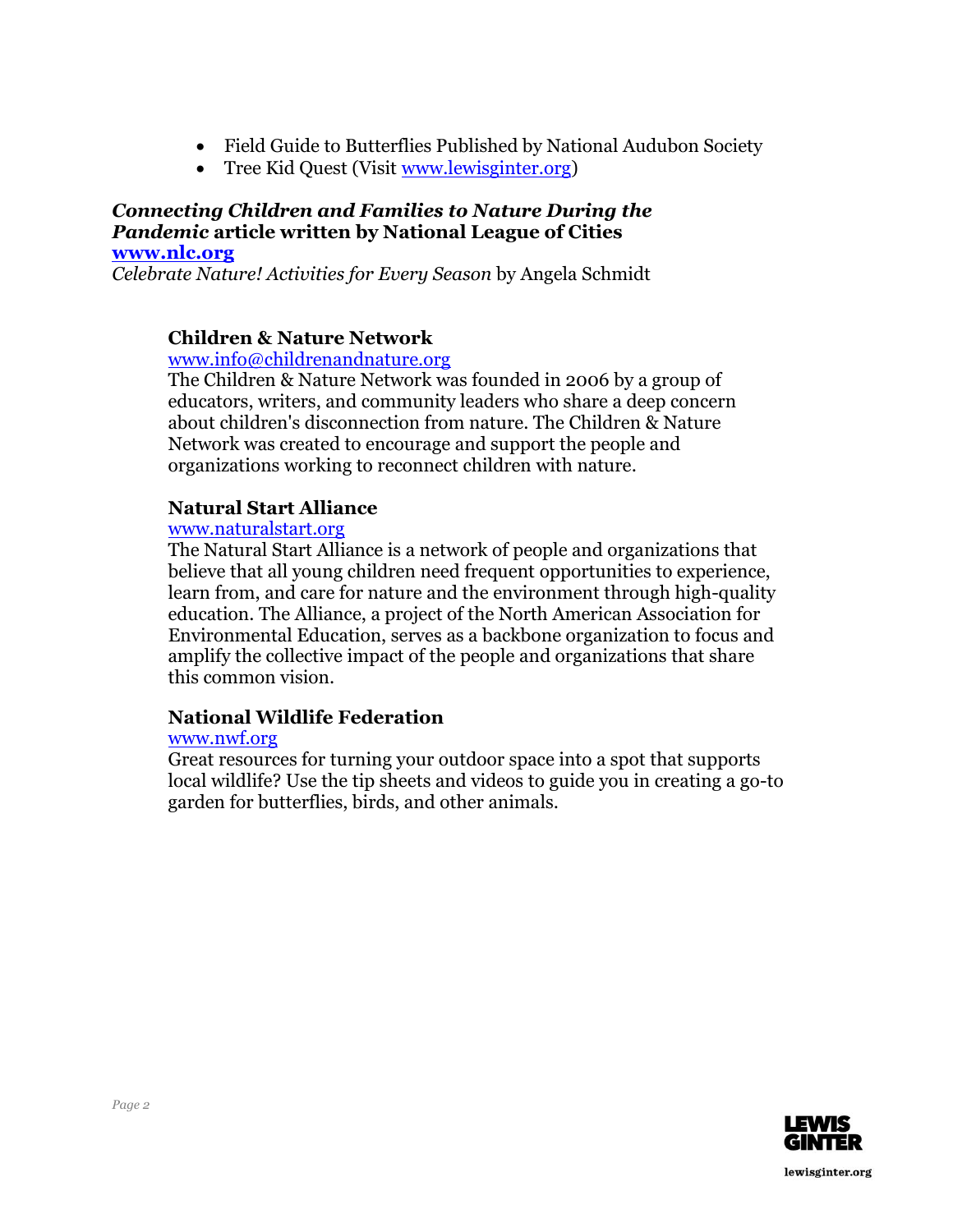- Field Guide to Butterflies Published by National Audubon Society
- Tree Kid Quest (Visit [www.lewisginter.org](http://www.lewisginter.org))

***Connecting Children and Families to Nature During the Pandemic* article written by National League of Cities**
**[www.nlc.org](http://www.nlc.org)**
*Celebrate Nature! Activities for Every Season* by Angela Schmidt

**Children & Nature Network**
[www.info@childrenandnature.org](www.info@childrenandnature.org)
The Children & Nature Network was founded in 2006 by a group of educators, writers, and community leaders who share a deep concern about children's disconnection from nature. The Children & Nature Network was created to encourage and support the people and organizations working to reconnect children with nature.

**Natural Start Alliance**
[www.naturalstart.org](http://www.naturalstart.org)
The Natural Start Alliance is a network of people and organizations that believe that all young children need frequent opportunities to experience, learn from, and care for nature and the environment through high-quality education. The Alliance, a project of the North American Association for Environmental Education, serves as a backbone organization to focus and amplify the collective impact of the people and organizations that share this common vision.

**National Wildlife Federation**
[www.nwf.org](http://www.nwf.org)
Great resources for turning your outdoor space into a spot that supports local wildlife? Use the tip sheets and videos to guide you in creating a go-to garden for butterflies, birds, and other animals.